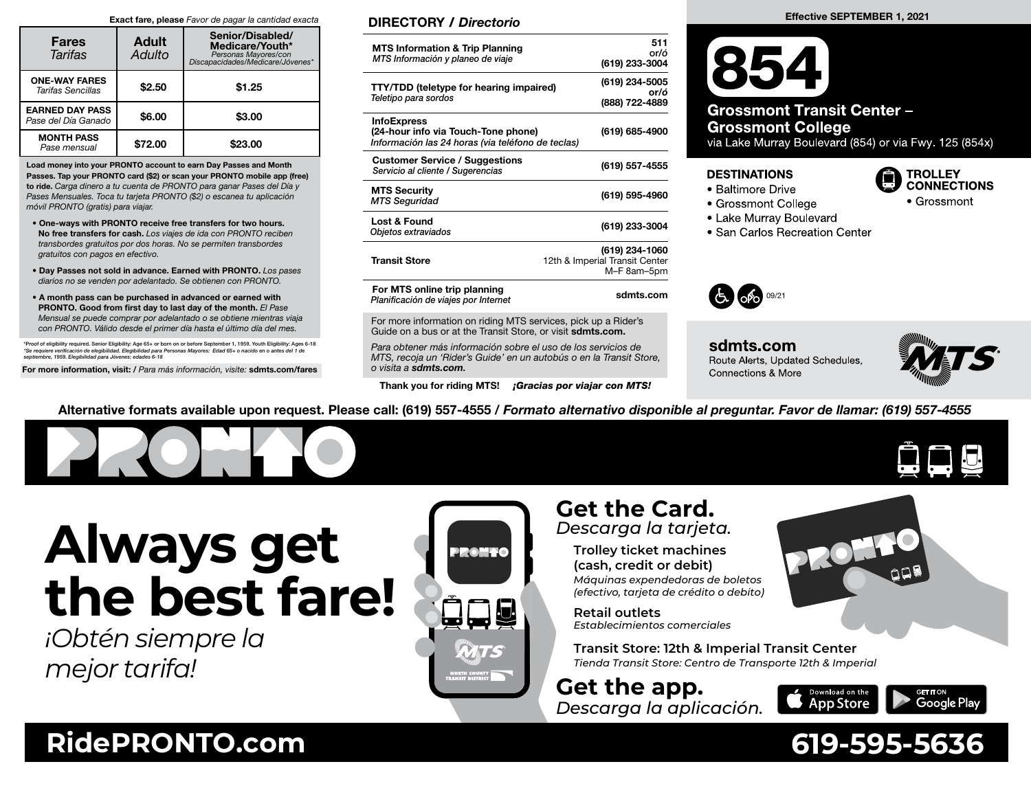**Exact fare, please** *Favor de pagar la cantidad exacta*

| Fares *Tarifas* | Adult *Adulto* | Senior/Disabled/ Medicare/Youth* *Personas Mayores/con Discapacidades/Medicare/Jóvenes** |
|---|---|---|
| **ONE-WAY FARES** *Tarifas Sencillas* | $2.50 | $1.25 |
| **EARNED DAY PASS** *Pase del Día Ganado* | $6.00 | $3.00 |
| **MONTH PASS** *Pase mensual* | $72.00 | $23.00 |

**Load money into your PRONTO account to earn Day Passes and Month Passes. Tap your PRONTO card ($2) or scan your PRONTO mobile app (free) to ride.** *Carga dinero a tu cuenta de PRONTO para ganar Pases del Día y Pases Mensuales. Toca tu tarjeta PRONTO ($2) o escanea tu aplicación móvil PRONTO (gratis) para viajar.*

- **One-ways with PRONTO receive free transfers for two hours. No free transfers for cash.** *Los viajes de ida con PRONTO reciben transbordes gratuitos por dos horas. No se permiten transbordes gratuitos con pagos en efectivo.*
- **Day Passes not sold in advance. Earned with PRONTO.** *Los pases diarios no se venden por adelantado. Se obtienen con PRONTO.*
- **A month pass can be purchased in advanced or earned with PRONTO. Good from first day to last day of the month.** *El Pase Mensual se puede comprar por adelantado o se obtiene mientras viaja con PRONTO. Válido desde el primer día hasta el último día del mes.*

*Proof of eligibility required. Senior Eligibility: Age 65+ or born on or before September 1, 1959. Youth Eligibility: Ages 6-18
*Se requiere verificación de elegibilidad. Elegibilidad para Personas Mayores: Edad 65+ o nacido en o antes del 1 de septiembre, 1959. Elegibilidad para Jóvenes: edades 6-18*

**For more information, visit: /** *Para más información, visite:* **sdmts.com/fares**

## DIRECTORY / *Directorio*

| | |
|---|---|
| **MTS Information & Trip Planning** *MTS Información y planeo de viaje* | **511** or/ó **(619) 233-3004** |
| **TTY/TDD (teletype for hearing impaired)** *Teletipo para sordos* | **(619) 234-5005** or/ó **(888) 722-4889** |
| **InfoExpress (24-hour info via Touch-Tone phone)** *Información las 24 horas (via teléfono de teclas)* | **(619) 685-4900** |
| **Customer Service / Suggestions** *Servicio al cliente / Sugerencias* | **(619) 557-4555** |
| **MTS Security** *MTS Seguridad* | **(619) 595-4960** |
| **Lost & Found** *Objetos extraviados* | **(619) 233-3004** |
| **Transit Store** | **(619) 234-1060** 12th & Imperial Transit Center M–F 8am–5pm |
| **For MTS online trip planning** *Planificación de viajes por Internet* | **sdmts.com** |

For more information on riding MTS services, pick up a Rider's Guide on a bus or at the Transit Store, or visit **sdmts.com.**

*Para obtener más información sobre el uso de los servicios de MTS, recoja un 'Rider's Guide' en un autobús o en la Transit Store, o visita a **sdmts.com.***

**Thank you for riding MTS!** ***¡Gracias por viajar con MTS!***

**Effective SEPTEMBER 1, 2021**

# 854

## Grossmont Transit Center – Grossmont College

via Lake Murray Boulevard (854) or via Fwy. 125 (854x)

### DESTINATIONS

- Baltimore Drive
- Grossmont College
- Lake Murray Boulevard
- San Carlos Recreation Center

### TROLLEY CONNECTIONS

- Grossmont

09/21

**sdmts.com**
Route Alerts, Updated Schedules, Connections & More

**Alternative formats available upon request. Please call: (619) 557-4555 /** ***Formato alternativo disponible al preguntar. Favor de llamar: (619) 557-4555***

# PRONTO

# Always get the best fare!

*¡Obtén siempre la mejor tarifa!*

## Get the Card.

*Descarga la tarjeta.*

**Trolley ticket machines (cash, credit or debit)**
*Máquinas expendedoras de boletos (efectivo, tarjeta de crédito o debito)*

**Retail outlets**
*Establecimientos comerciales*

**Transit Store: 12th & Imperial Transit Center**
*Tienda Transit Store: Centro de Transporte 12th & Imperial*

## Get the app.

*Descarga la aplicación.*

Download on the App Store | GET IT ON Google Play

**RidePRONTO.com** **619-595-5636**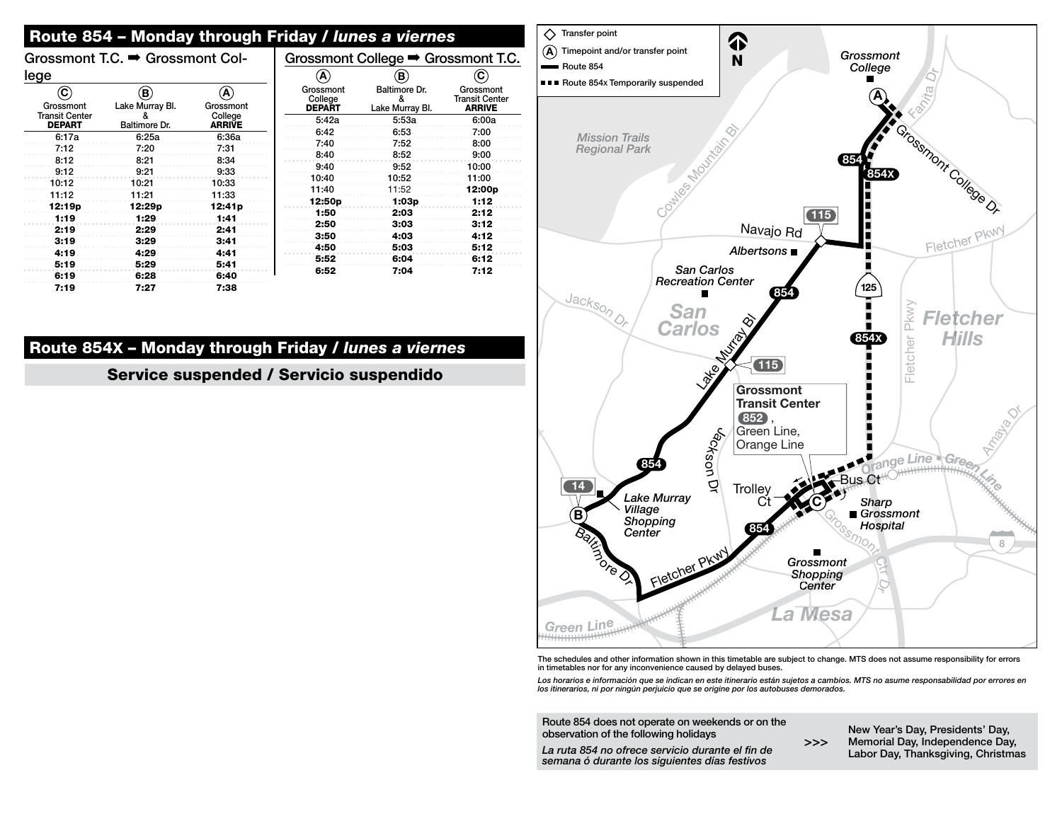## Route 854 – Monday through Friday / *lunes a viernes*

### Grossmont T.C. ➡ Grossmont College

| Ⓒ Grossmont Transit Center DEPART | Ⓑ Lake Murray Bl. & Baltimore Dr. | Ⓐ Grossmont College ARRIVE |
|---|---|---|
| 6:17a | 6:25a | 6:36a |
| 7:12 | 7:20 | 7:31 |
| 8:12 | 8:21 | 8:34 |
| 9:12 | 9:21 | 9:33 |
| 10:12 | 10:21 | 10:33 |
| 11:12 | 11:21 | 11:33 |
| **12:19p** | **12:29p** | **12:41p** |
| **1:19** | **1:29** | **1:41** |
| **2:19** | **2:29** | **2:41** |
| **3:19** | **3:29** | **3:41** |
| **4:19** | **4:29** | **4:41** |
| **5:19** | **5:29** | **5:41** |
| **6:19** | **6:28** | **6:40** |
| **7:19** | **7:27** | **7:38** |

### Grossmont College ➡ Grossmont T.C.

| Ⓐ Grossmont College DEPART | Ⓑ Baltimore Dr. & Lake Murray Bl. | Ⓒ Grossmont Transit Center ARRIVE |
|---|---|---|
| 5:42a | 5:53a | 6:00a |
| 6:42 | 6:53 | 7:00 |
| 7:40 | 7:52 | 8:00 |
| 8:40 | 8:52 | 9:00 |
| 9:40 | 9:52 | 10:00 |
| 10:40 | 10:52 | 11:00 |
| 11:40 | 11:52 | **12:00p** |
| **12:50p** | **1:03p** | **1:12** |
| **1:50** | **2:03** | **2:12** |
| **2:50** | **3:03** | **3:12** |
| **3:50** | **4:03** | **4:12** |
| **4:50** | **5:03** | **5:12** |
| **5:52** | **6:04** | **6:12** |
| **6:52** | **7:04** | **7:12** |

## Route 854X – Monday through Friday / *lunes a viernes*

**Service suspended / Servicio suspendido**

◇ Transfer point
Ⓐ Timepoint and/or transfer point
Route 854
Route 854x Temporarily suspended

N

Grossmont College
Fanita Dr
Grossmont College Dr
Mission Trails Regional Park
Cowles Mountain Bl
854
854X
115
Navajo Rd
Albertsons
Fletcher Pkwy
San Carlos Recreation Center
125
Jackson Dr
San Carlos
Fletcher Hills
Lake Murray Bl
115
Grossmont Transit Center
852, Green Line, Orange Line
Amaya Dr
Jackson Dr
Orange Line • Green Line
14
Trolley Ct
Bus Ct
Lake Murray Village Shopping Center
Sharp Grossmont Hospital
Baltimore Dr
Grossmont Ctr Dr
8
Fletcher Pkwy
Grossmont Shopping Center
La Mesa
Green Line

The schedules and other information shown in this timetable are subject to change. MTS does not assume responsibility for errors in timetables nor for any inconvenience caused by delayed buses.

*Los horarios e información que se indican en este itinerario están sujetos a cambios. MTS no asume responsabilidad por errores en los itinerarios, ni por ningún perjuicio que se origine por los autobuses demorados.*

Route 854 does not operate on weekends or on the observation of the following holidays

*La ruta 854 no ofrece servicio durante el fin de semana ó durante los siguientes días festivos*

>>> New Year's Day, Presidents' Day, Memorial Day, Independence Day, Labor Day, Thanksgiving, Christmas